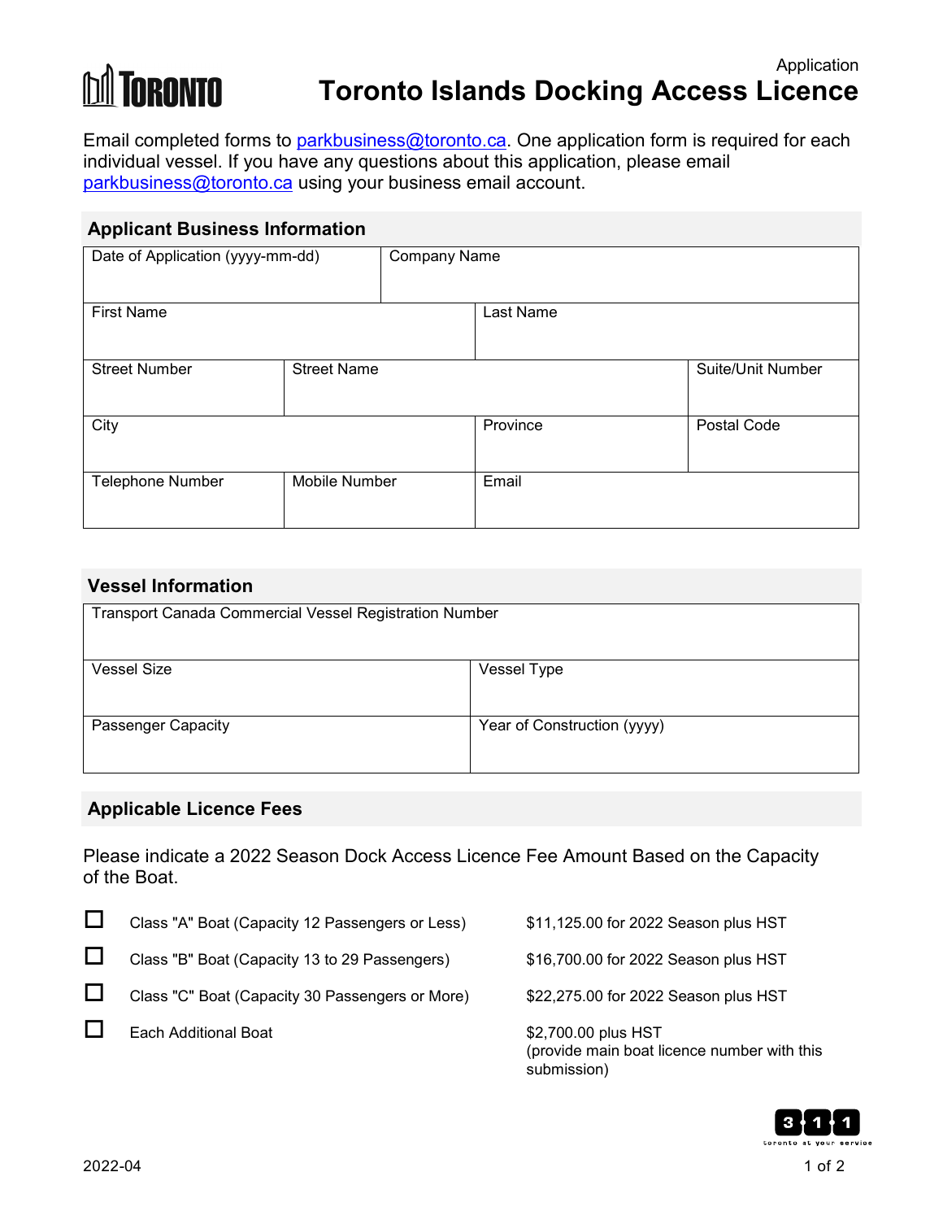Application

# Toronto Islands Docking Access Licence

Email completed forms to parkbusiness@toronto.ca. One application form is required for each individual vessel. If you have any questions about this application, please email parkbusiness@toronto.ca using your business email account.

## Applicant Business Information

| Date of Application (yyyy-mm-dd) | Company Name | |
|---|---|---|
| First Name | Last Name | |
| Street Number | Street Name | Suite/Unit Number |
| City | Province | Postal Code |
| Telephone Number | Mobile Number | Email |

## Vessel Information

| Transport Canada Commercial Vessel Registration Number | |
|---|---|
| Vessel Size | Vessel Type |
| Passenger Capacity | Year of Construction (yyyy) |

## Applicable Licence Fees

Please indicate a 2022 Season Dock Access Licence Fee Amount Based on the Capacity of the Boat.

| | Class | Fee |
|---|---|---|
| ☐ | Class "A" Boat (Capacity 12 Passengers or Less) | $11,125.00 for 2022 Season plus HST |
| ☐ | Class "B" Boat (Capacity 13 to 29 Passengers) | $16,700.00 for 2022 Season plus HST |
| ☐ | Class "C" Boat (Capacity 30 Passengers or More) | $22,275.00 for 2022 Season plus HST |
| ☐ | Each Additional Boat | $2,700.00 plus HST (provide main boat licence number with this submission) |

2022-04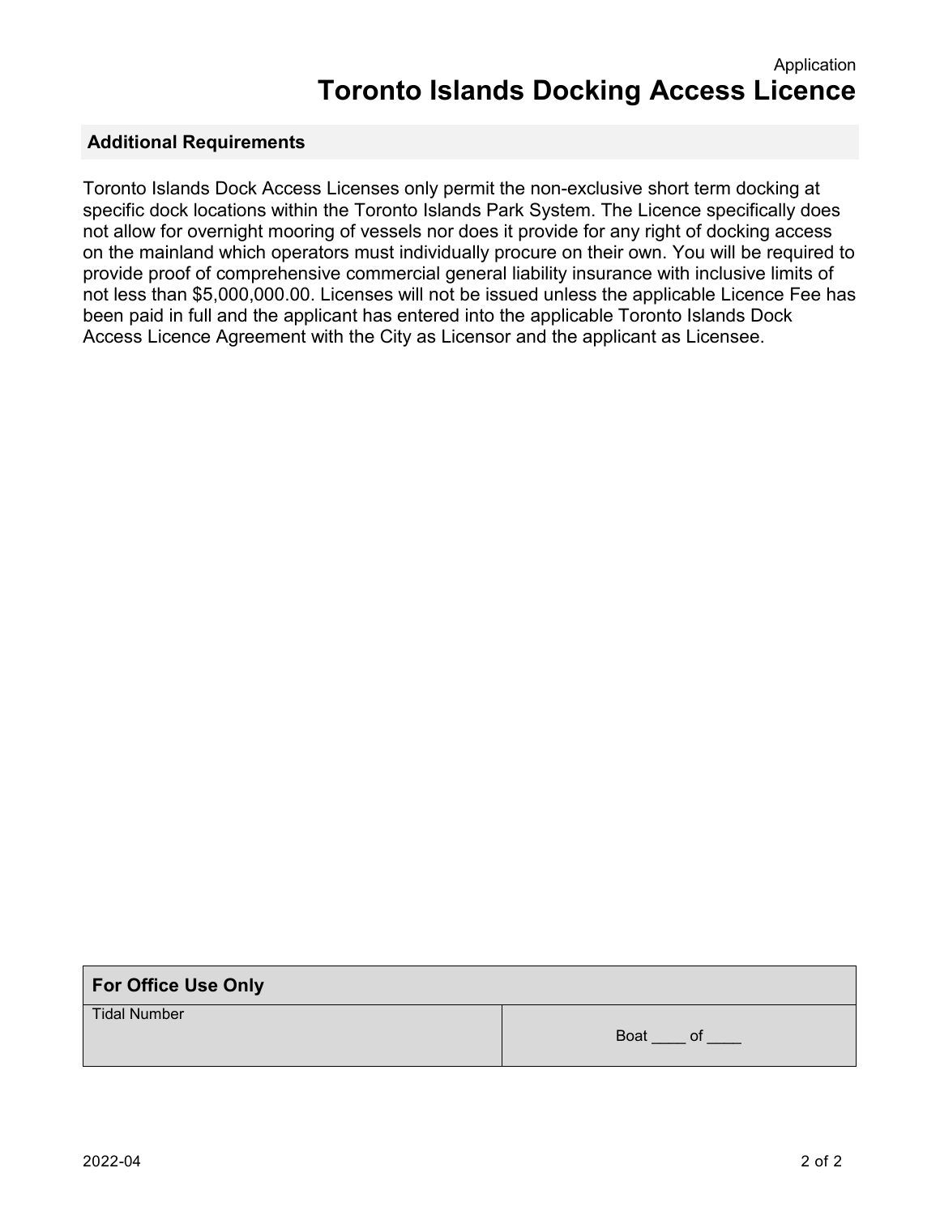Application
# Toronto Islands Docking Access Licence

## Additional Requirements

Toronto Islands Dock Access Licenses only permit the non-exclusive short term docking at specific dock locations within the Toronto Islands Park System. The Licence specifically does not allow for overnight mooring of vessels nor does it provide for any right of docking access on the mainland which operators must individually procure on their own. You will be required to provide proof of comprehensive commercial general liability insurance with inclusive limits of not less than $5,000,000.00. Licenses will not be issued unless the applicable Licence Fee has been paid in full and the applicant has entered into the applicable Toronto Islands Dock Access Licence Agreement with the City as Licensor and the applicant as Licensee.

| For Office Use Only | |
| --- | --- |
| Tidal Number | Boat ____ of ____ |

2022-04